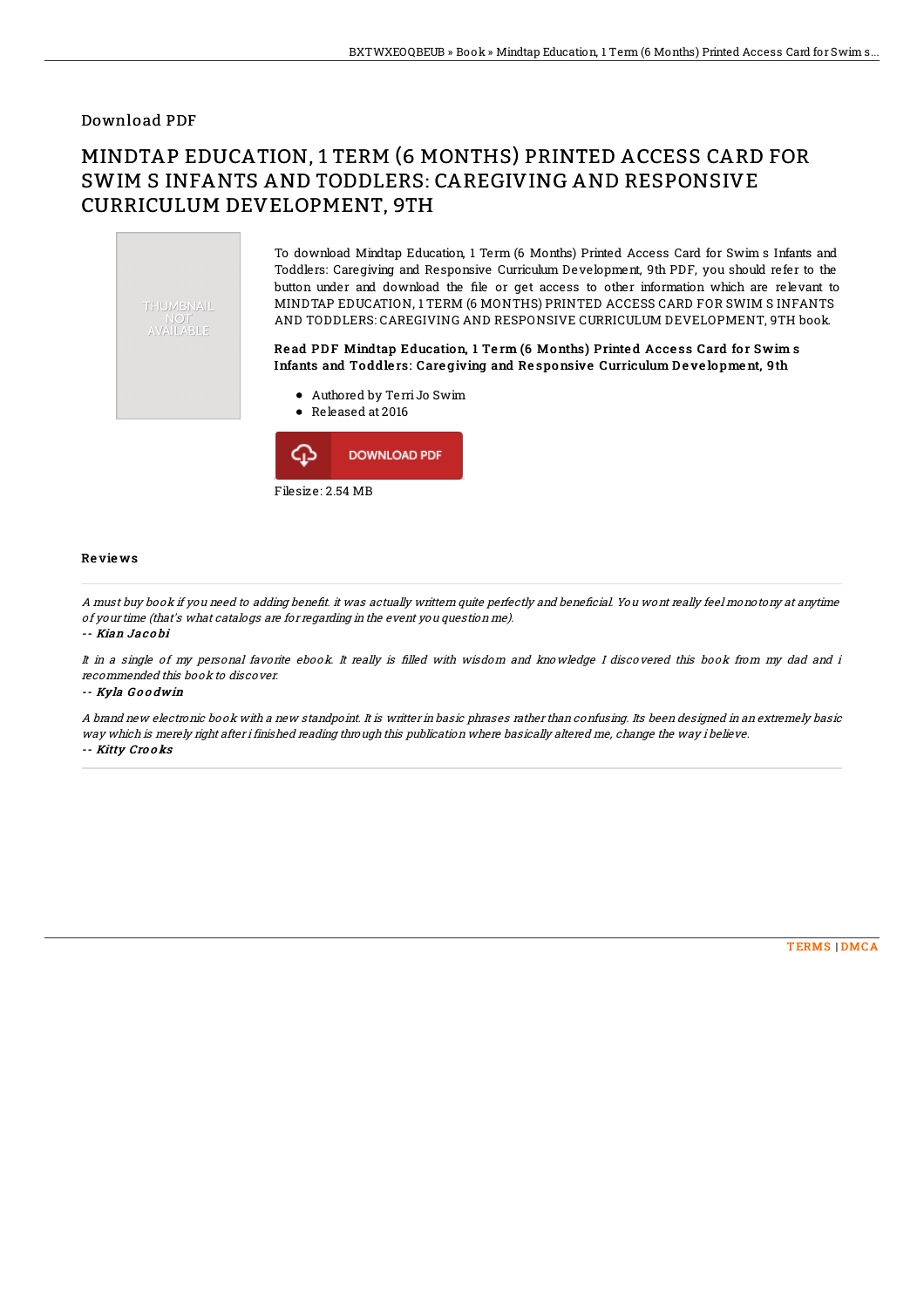Download PDF

# MINDTAP EDUCATION, 1 TERM (6 MONTHS) PRINTED ACCESS CARD FOR SWIM S INFANTS AND TODDLERS: CAREGIVING AND RESPONSIVE CURRICULUM DEVELOPMENT, 9TH

THUMBNAIL NOT AVAILABLE

To download Mindtap Education, 1 Term (6 Months) Printed Access Card for Swim s Infants and Toddlers: Caregiving and Responsive Curriculum Development, 9th PDF, you should refer to the button under and download the file or get access to other information which are relevant to MINDTAP EDUCATION, 1 TERM (6 MONTHS) PRINTED ACCESS CARD FOR SWIM S INFANTS AND TODDLERS: CAREGIVING AND RESPONSIVE CURRICULUM DEVELOPMENT, 9TH book.

### Read PDF Mindtap Education, 1 Term (6 Months) Printed Access Card for Swim s Infants and Toddlers: Caregiving and Responsive Curriculum Development, 9th

- Authored by Terri Jo Swim
- Released at 2016

DOWNLOAD PDF

Filesize: 2.54 MB

## Reviews

*A must buy book if you need to adding benefit. it was actually writtern quite perfectly and beneficial. You wont really feel monotony at anytime of your time (that's what catalogs are for regarding in the event you question me).*

-- ***Kian Jacobi***

*It in a single of my personal favorite ebook. It really is filled with wisdom and knowledge I discovered this book from my dad and i recommended this book to discover.*

-- ***Kyla Goodwin***

*A brand new electronic book with a new standpoint. It is writter in basic phrases rather than confusing. Its been designed in an extremely basic way which is merely right after i finished reading through this publication where basically altered me, change the way i believe.*

-- ***Kitty Crooks***

TERMS | DMCA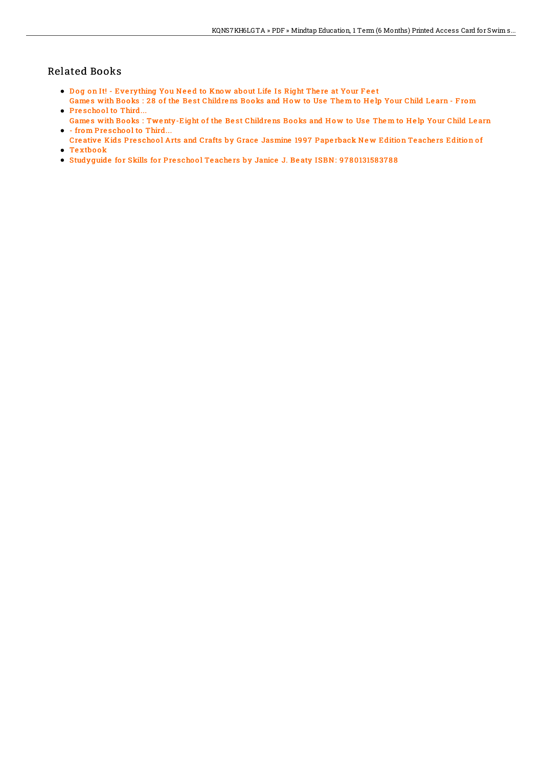## Related Books

- Dog on It! - Everything You Need to Know about Life Is Right There at Your Feet
- Games with Books : 28 of the Best Childrens Books and How to Use Them to Help Your Child Learn - From Preschool to Third...
- Games with Books : Twenty-Eight of the Best Childrens Books and How to Use Them to Help Your Child Learn - from Preschool to Third...
- Creative Kids Preschool Arts and Crafts by Grace Jasmine 1997 Paperback New Edition Teachers Edition of Textbook
- Studyguide for Skills for Preschool Teachers by Janice J. Beaty ISBN: 9780131583788